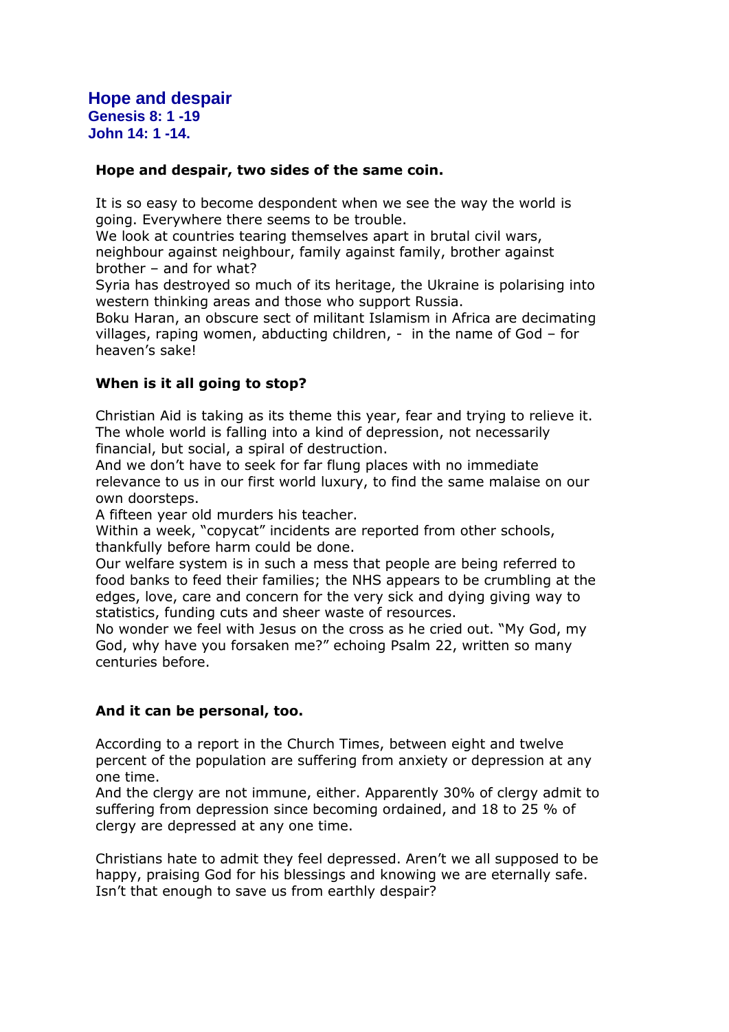# Hope and despair

**Genesis 8: 1 -19**
**John 14: 1 -14.**

**Hope and despair, two sides of the same coin.**

It is so easy to become despondent when we see the way the world is going. Everywhere there seems to be trouble.
We look at countries tearing themselves apart in brutal civil wars, neighbour against neighbour, family against family, brother against brother – and for what?
Syria has destroyed so much of its heritage, the Ukraine is polarising into western thinking areas and those who support Russia.
Boku Haran, an obscure sect of militant Islamism in Africa are decimating villages, raping women, abducting children, - in the name of God – for heaven's sake!

**When is it all going to stop?**

Christian Aid is taking as its theme this year, fear and trying to relieve it. The whole world is falling into a kind of depression, not necessarily financial, but social, a spiral of destruction.
And we don't have to seek for far flung places with no immediate relevance to us in our first world luxury, to find the same malaise on our own doorsteps.
A fifteen year old murders his teacher.
Within a week, "copycat" incidents are reported from other schools, thankfully before harm could be done.
Our welfare system is in such a mess that people are being referred to food banks to feed their families; the NHS appears to be crumbling at the edges, love, care and concern for the very sick and dying giving way to statistics, funding cuts and sheer waste of resources.
No wonder we feel with Jesus on the cross as he cried out. "My God, my God, why have you forsaken me?" echoing Psalm 22, written so many centuries before.

**And it can be personal, too.**

According to a report in the Church Times, between eight and twelve percent of the population are suffering from anxiety or depression at any one time.
And the clergy are not immune, either. Apparently 30% of clergy admit to suffering from depression since becoming ordained, and 18 to 25 % of clergy are depressed at any one time.

Christians hate to admit they feel depressed. Aren't we all supposed to be happy, praising God for his blessings and knowing we are eternally safe. Isn't that enough to save us from earthly despair?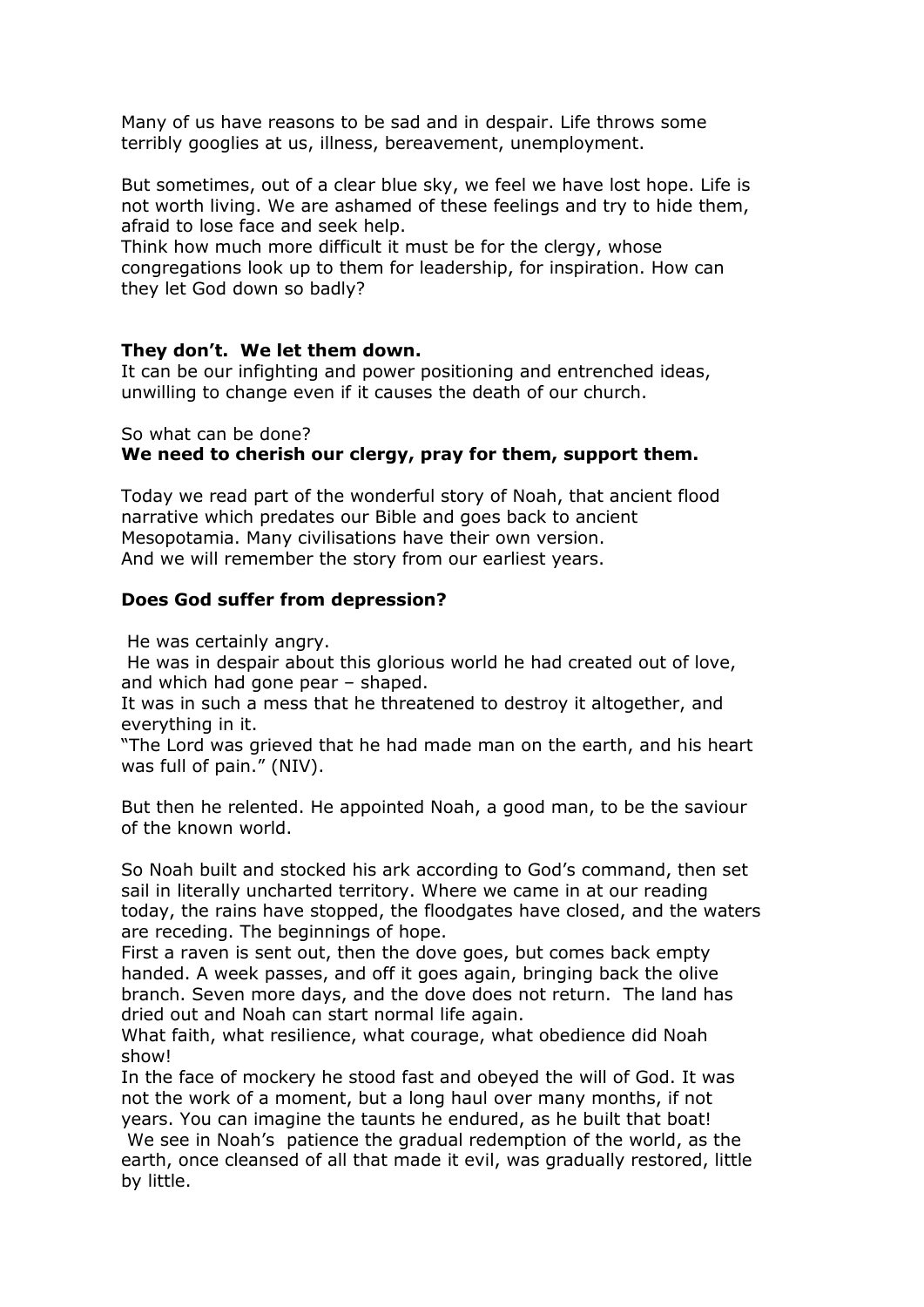Many of us have reasons to be sad and in despair. Life throws some terribly googlies at us, illness, bereavement, unemployment.

But sometimes, out of a clear blue sky, we feel we have lost hope. Life is not worth living. We are ashamed of these feelings and try to hide them, afraid to lose face and seek help.
Think how much more difficult it must be for the clergy, whose congregations look up to them for leadership, for inspiration. How can they let God down so badly?

**They don't. We let them down.**
It can be our infighting and power positioning and entrenched ideas, unwilling to change even if it causes the death of our church.

So what can be done?
**We need to cherish our clergy, pray for them, support them.**

Today we read part of the wonderful story of Noah, that ancient flood narrative which predates our Bible and goes back to ancient Mesopotamia. Many civilisations have their own version.
And we will remember the story from our earliest years.

**Does God suffer from depression?**

He was certainly angry.
He was in despair about this glorious world he had created out of love, and which had gone pear – shaped.
It was in such a mess that he threatened to destroy it altogether, and everything in it.
"The Lord was grieved that he had made man on the earth, and his heart was full of pain." (NIV).

But then he relented. He appointed Noah, a good man, to be the saviour of the known world.

So Noah built and stocked his ark according to God's command, then set sail in literally uncharted territory. Where we came in at our reading today, the rains have stopped, the floodgates have closed, and the waters are receding. The beginnings of hope.
First a raven is sent out, then the dove goes, but comes back empty handed. A week passes, and off it goes again, bringing back the olive branch. Seven more days, and the dove does not return. The land has dried out and Noah can start normal life again.
What faith, what resilience, what courage, what obedience did Noah show!
In the face of mockery he stood fast and obeyed the will of God. It was not the work of a moment, but a long haul over many months, if not years. You can imagine the taunts he endured, as he built that boat!
We see in Noah's patience the gradual redemption of the world, as the earth, once cleansed of all that made it evil, was gradually restored, little by little.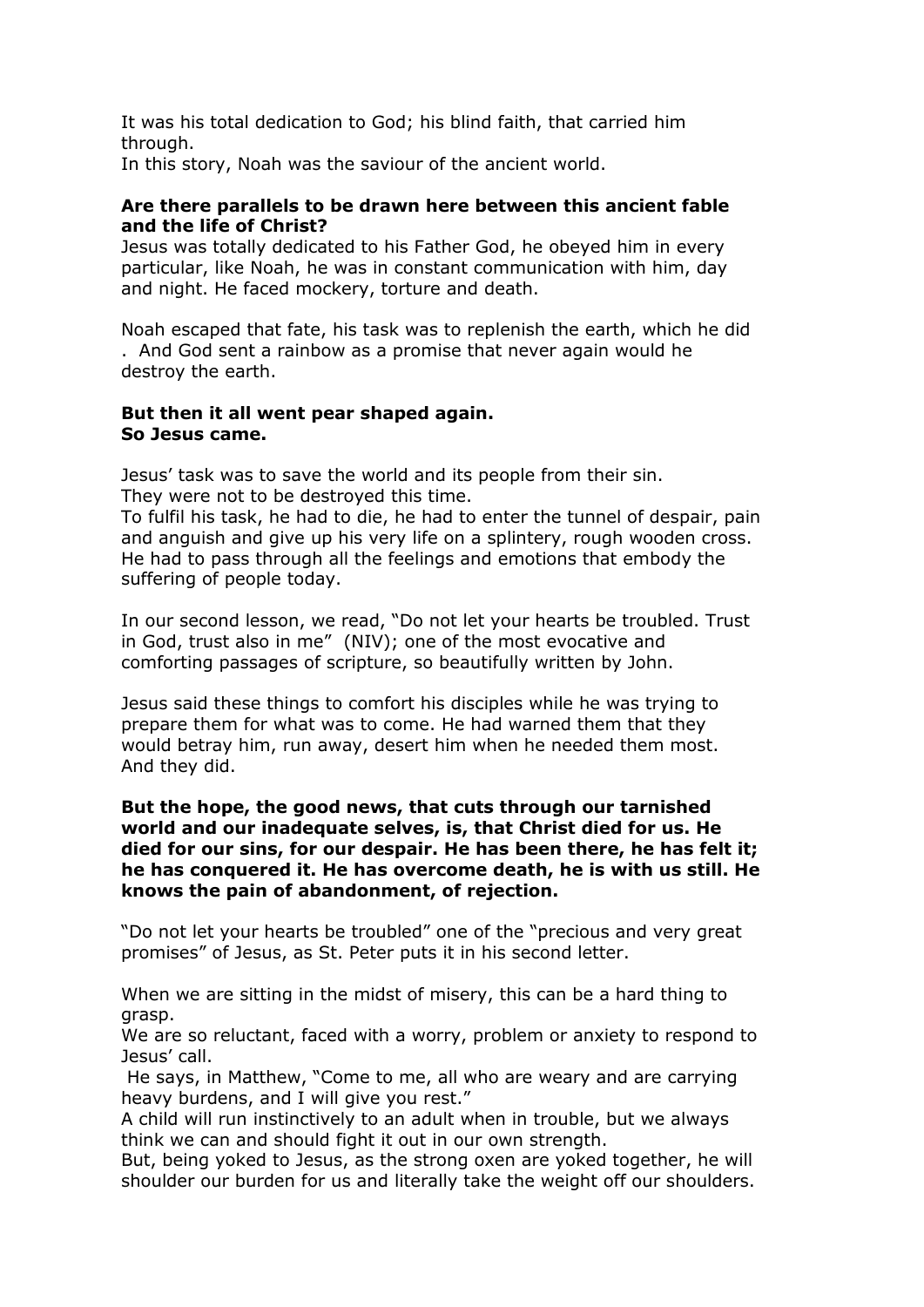It was his total dedication to God; his blind faith, that carried him through.
In this story, Noah was the saviour of the ancient world.

**Are there parallels to be drawn here between this ancient fable and the life of Christ?**
Jesus was totally dedicated to his Father God, he obeyed him in every particular, like Noah, he was in constant communication with him, day and night. He faced mockery, torture and death.

Noah escaped that fate, his task was to replenish the earth, which he did . And God sent a rainbow as a promise that never again would he destroy the earth.

**But then it all went pear shaped again.**
**So Jesus came.**

Jesus' task was to save the world and its people from their sin.
They were not to be destroyed this time.
To fulfil his task, he had to die, he had to enter the tunnel of despair, pain and anguish and give up his very life on a splintery, rough wooden cross.
He had to pass through all the feelings and emotions that embody the suffering of people today.

In our second lesson, we read, "Do not let your hearts be troubled. Trust in God, trust also in me" (NIV); one of the most evocative and comforting passages of scripture, so beautifully written by John.

Jesus said these things to comfort his disciples while he was trying to prepare them for what was to come. He had warned them that they would betray him, run away, desert him when he needed them most. And they did.

**But the hope, the good news, that cuts through our tarnished world and our inadequate selves, is, that Christ died for us. He died for our sins, for our despair. He has been there, he has felt it; he has conquered it. He has overcome death, he is with us still. He knows the pain of abandonment, of rejection.**

"Do not let your hearts be troubled" one of the "precious and very great promises" of Jesus, as St. Peter puts it in his second letter.

When we are sitting in the midst of misery, this can be a hard thing to grasp.
We are so reluctant, faced with a worry, problem or anxiety to respond to Jesus' call.
He says, in Matthew, "Come to me, all who are weary and are carrying heavy burdens, and I will give you rest."
A child will run instinctively to an adult when in trouble, but we always think we can and should fight it out in our own strength.
But, being yoked to Jesus, as the strong oxen are yoked together, he will shoulder our burden for us and literally take the weight off our shoulders.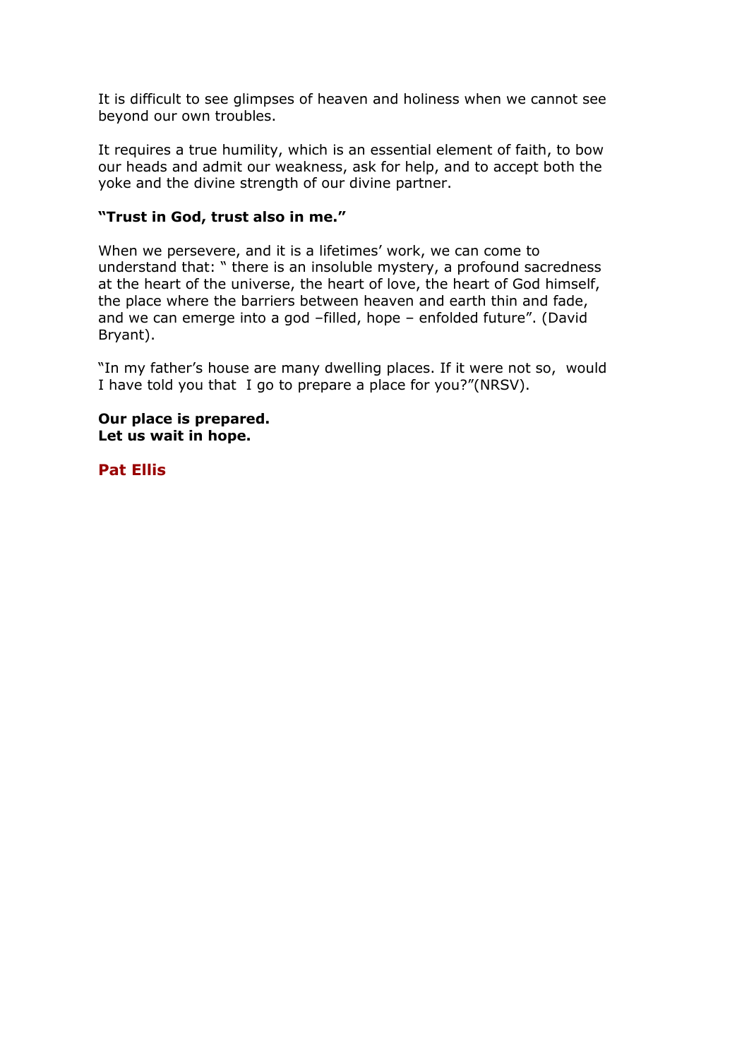It is difficult to see glimpses of heaven and holiness when we cannot see beyond our own troubles.

It requires a true humility, which is an essential element of faith, to bow our heads and admit our weakness, ask for help, and to accept both the yoke and the divine strength of our divine partner.

**"Trust in God, trust also in me."**

When we persevere, and it is a lifetimes' work, we can come to understand that: " there is an insoluble mystery, a profound sacredness at the heart of the universe, the heart of love, the heart of God himself, the place where the barriers between heaven and earth thin and fade, and we can emerge into a god –filled, hope – enfolded future". (David Bryant).

"In my father's house are many dwelling places. If it were not so, would I have told you that I go to prepare a place for you?"(NRSV).

**Our place is prepared.**
**Let us wait in hope.**

**Pat Ellis**